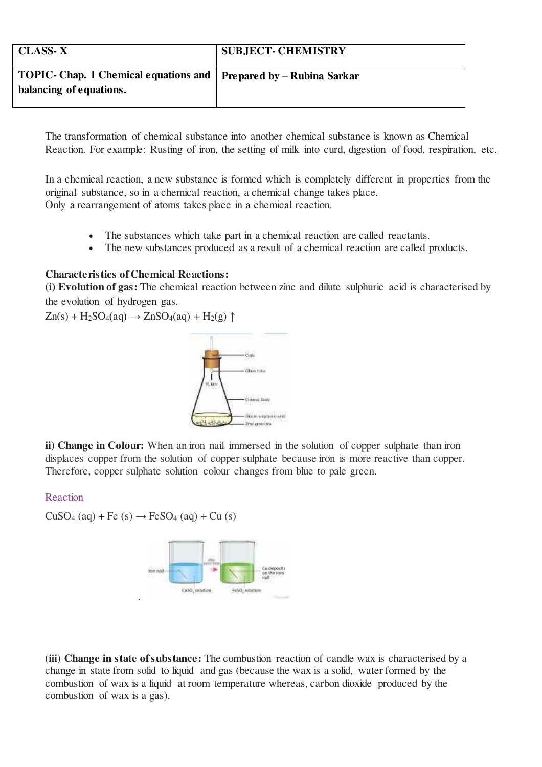| CLASS- X | SUBJECT- CHEMISTRY |
| --- | --- |
| TOPIC- Chap. 1 Chemical equations and balancing of equations. | Prepared by – Rubina Sarkar |

The transformation of chemical substance into another chemical substance is known as Chemical Reaction. For example: Rusting of iron, the setting of milk into curd, digestion of food, respiration, etc.

In a chemical reaction, a new substance is formed which is completely different in properties from the original substance, so in a chemical reaction, a chemical change takes place.
Only a rearrangement of atoms takes place in a chemical reaction.

- The substances which take part in a chemical reaction are called reactants.
- The new substances produced as a result of a chemical reaction are called products.

**Characteristics of Chemical Reactions:**

**(i) Evolution of gas:** The chemical reaction between zinc and dilute sulphuric acid is characterised by the evolution of hydrogen gas.

$Zn(s) + H_2SO_4(aq) \rightarrow ZnSO_4(aq) + H_2(g) \uparrow$

**ii) Change in Colour:** When an iron nail immersed in the solution of copper sulphate than iron displaces copper from the solution of copper sulphate because iron is more reactive than copper. Therefore, copper sulphate solution colour changes from blue to pale green.

Reaction

$CuSO_4\ (aq) + Fe\ (s) \rightarrow FeSO_4\ (aq) + Cu\ (s)$

**(iii) Change in state of substance:** The combustion reaction of candle wax is characterised by a change in state from solid to liquid and gas (because the wax is a solid, water formed by the combustion of wax is a liquid at room temperature whereas, carbon dioxide produced by the combustion of wax is a gas).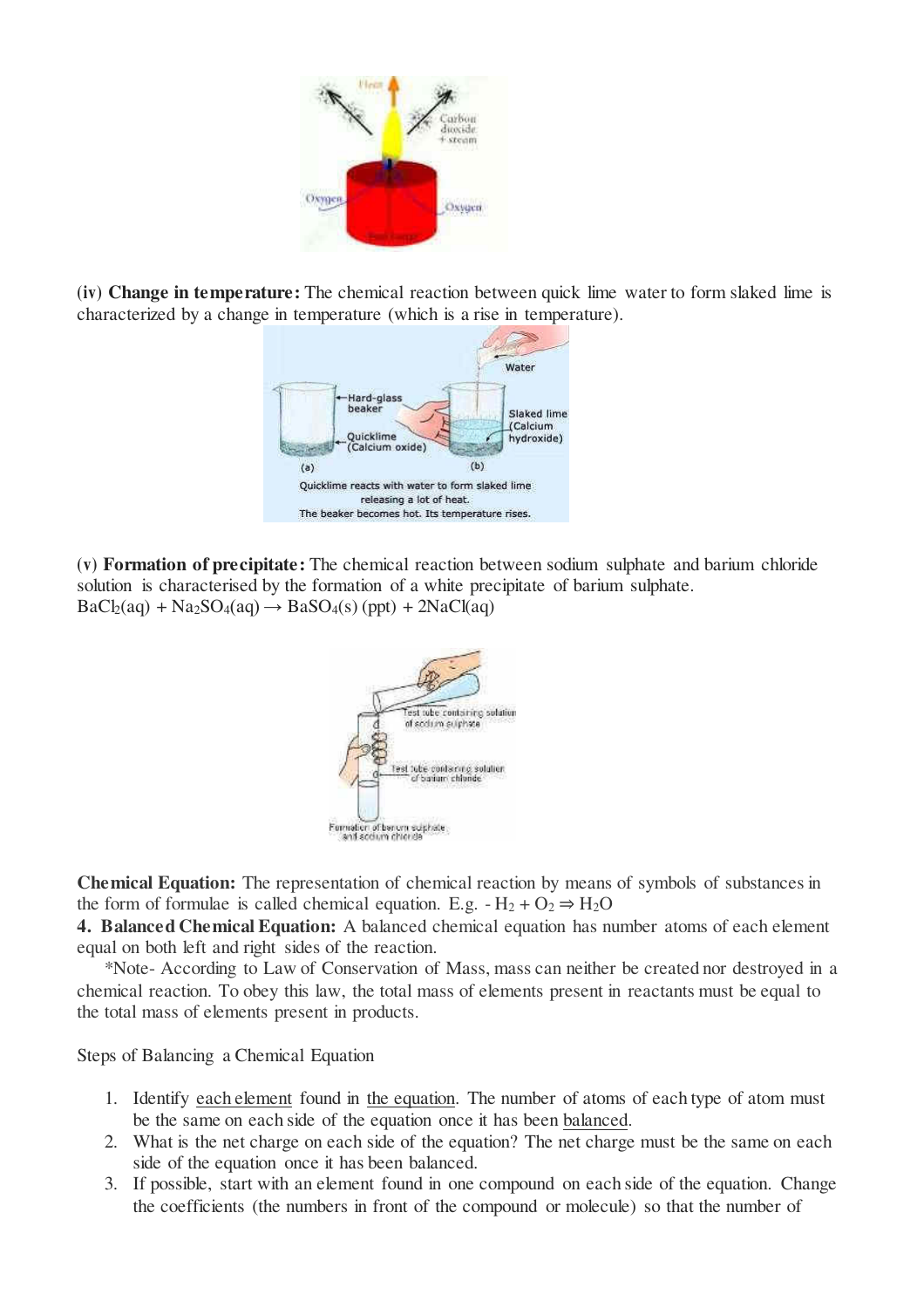**(iv) Change in temperature:** The chemical reaction between quick lime water to form slaked lime is characterized by a change in temperature (which is a rise in temperature).

**(v) Formation of precipitate:** The chemical reaction between sodium sulphate and barium chloride solution is characterised by the formation of a white precipitate of barium sulphate.
$BaCl_2(aq) + Na_2SO_4(aq) \rightarrow BaSO_4(s)\ (ppt) + 2NaCl(aq)$

**Chemical Equation:** The representation of chemical reaction by means of symbols of substances in the form of formulae is called chemical equation. E.g. - $H_2 + O_2 \Rightarrow H_2O$

**4. Balanced Chemical Equation:** A balanced chemical equation has number atoms of each element equal on both left and right sides of the reaction.

*Note- According to Law of Conservation of Mass, mass can neither be created nor destroyed in a chemical reaction. To obey this law, the total mass of elements present in reactants must be equal to the total mass of elements present in products.

Steps of Balancing a Chemical Equation

1. Identify each element found in the equation. The number of atoms of each type of atom must be the same on each side of the equation once it has been balanced.
2. What is the net charge on each side of the equation? The net charge must be the same on each side of the equation once it has been balanced.
3. If possible, start with an element found in one compound on each side of the equation. Change the coefficients (the numbers in front of the compound or molecule) so that the number of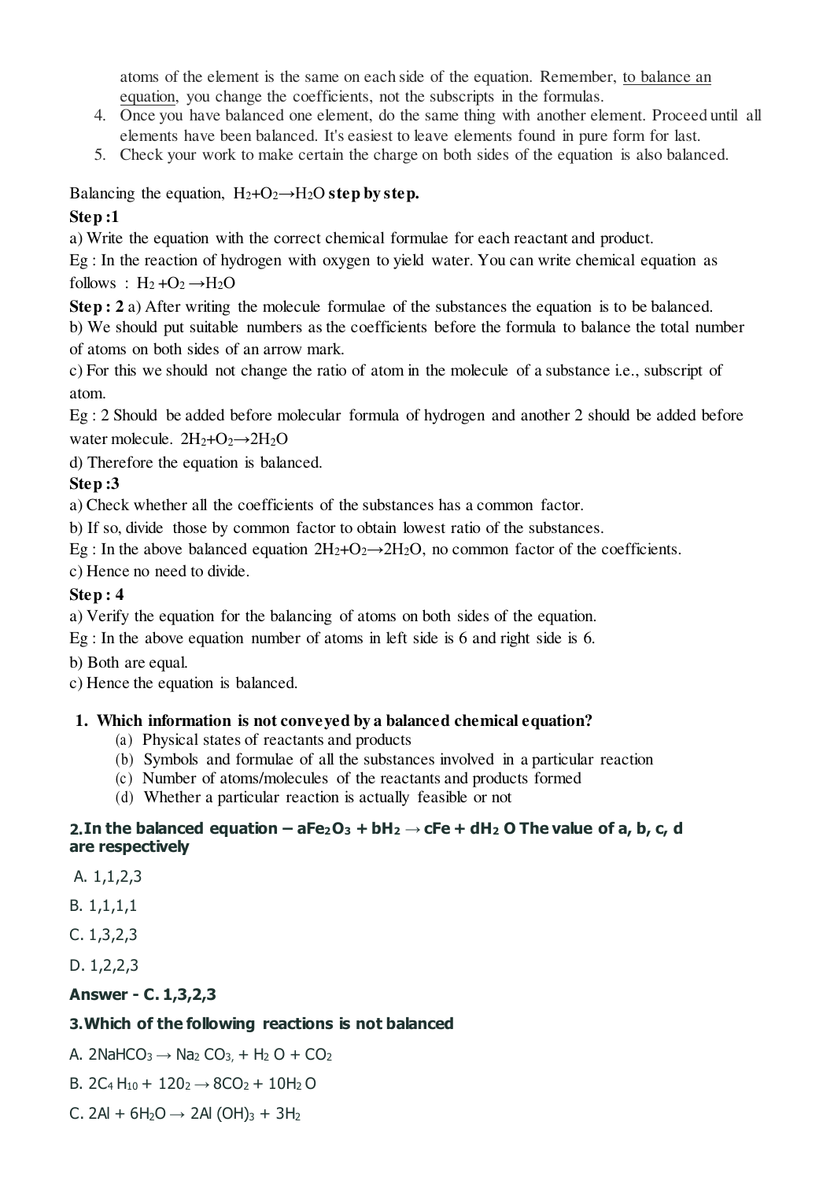atoms of the element is the same on each side of the equation. Remember, to balance an equation, you change the coefficients, not the subscripts in the formulas.

4. Once you have balanced one element, do the same thing with another element. Proceed until all elements have been balanced. It's easiest to leave elements found in pure form for last.
5. Check your work to make certain the charge on both sides of the equation is also balanced.

Balancing the equation, $H_2 + O_2 \rightarrow H_2O$ **step by step.**

**Step :1**

a) Write the equation with the correct chemical formulae for each reactant and product.

Eg : In the reaction of hydrogen with oxygen to yield water. You can write chemical equation as follows : $H_2 + O_2 \rightarrow H_2O$

**Step : 2** a) After writing the molecule formulae of the substances the equation is to be balanced.

b) We should put suitable numbers as the coefficients before the formula to balance the total number of atoms on both sides of an arrow mark.

c) For this we should not change the ratio of atom in the molecule of a substance i.e., subscript of atom.

Eg : 2 Should be added before molecular formula of hydrogen and another 2 should be added before water molecule. $2H_2 + O_2 \rightarrow 2H_2O$

d) Therefore the equation is balanced.

**Step :3**

a) Check whether all the coefficients of the substances has a common factor.

b) If so, divide those by common factor to obtain lowest ratio of the substances.

Eg : In the above balanced equation $2H_2 + O_2 \rightarrow 2H_2O$, no common factor of the coefficients.

c) Hence no need to divide.

**Step : 4**

a) Verify the equation for the balancing of atoms on both sides of the equation.

Eg : In the above equation number of atoms in left side is 6 and right side is 6.

b) Both are equal.

c) Hence the equation is balanced.

**1. Which information is not conveyed by a balanced chemical equation?**

(a) Physical states of reactants and products
(b) Symbols and formulae of all the substances involved in a particular reaction
(c) Number of atoms/molecules of the reactants and products formed
(d) Whether a particular reaction is actually feasible or not

**2. In the balanced equation – $aFe_2O_3 + bH_2 \rightarrow cFe + dH_2O$ The value of a, b, c, d are respectively**

A. 1,1,2,3

B. 1,1,1,1

C. 1,3,2,3

D. 1,2,2,3

**Answer - C. 1,3,2,3**

**3. Which of the following reactions is not balanced**

A. $2NaHCO_3 \rightarrow Na_2CO_3, + H_2O + CO_2$

B. $2C_4H_{10} + 120_2 \rightarrow 8CO_2 + 10H_2O$

C. $2Al + 6H_2O \rightarrow 2Al(OH)_3 + 3H_2$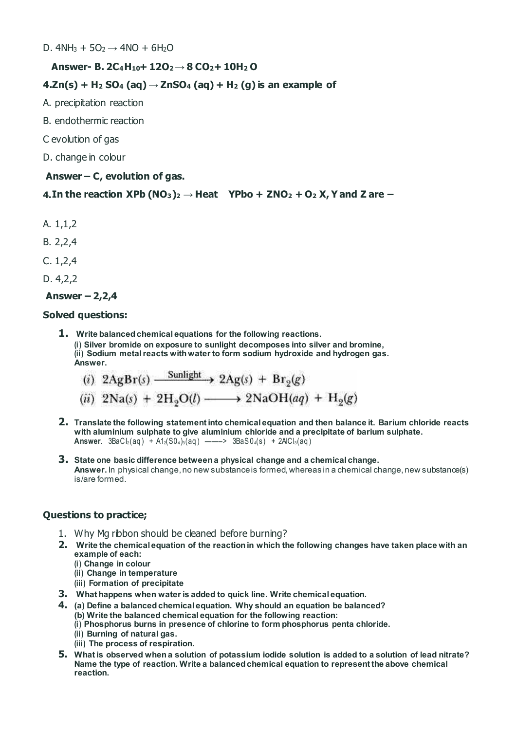D. $4NH_3 + 5O_2 \rightarrow 4NO + 6H_2O$

**Answer- B. $2C_4H_{10} + 12O_2 \rightarrow 8 CO_2 + 10H_2O$**

**4.$Zn(s) + H_2SO_4(aq) \rightarrow ZnSO_4(aq) + H_2(g)$ is an example of**

A. precipitation reaction

B. endothermic reaction

C evolution of gas

D. change in colour

**Answer – C, evolution of gas.**

**4.In the reaction $XPb(NO_3)_2 \xrightarrow{Heat} YPbo + ZNO_2 + O_2$ X, Y and Z are –**

A. 1,1,2

B. 2,2,4

C. 1,2,4

D. 4,2,2

**Answer – 2,2,4**

**Solved questions:**

1. **Write balanced chemical equations for the following reactions.**
   **(i) Silver bromide on exposure to sunlight decomposes into silver and bromine,**
   **(ii) Sodium metal reacts with water to form sodium hydroxide and hydrogen gas.**
   **Answer.**

$$(i)\ 2AgBr(s) \xrightarrow{Sunlight} 2Ag(s) + Br_2(g)$$

$$(ii)\ 2Na(s) + 2H_2O(l) \longrightarrow 2NaOH(aq) + H_2(g)$$

2. **Translate the following statement into chemical equation and then balance it. Barium chloride reacts with aluminium sulphate to give aluminium chloride and a precipitate of barium sulphate.**
   **Answer**. $3BaCl_2(aq) + A1_2(S0_4)_3(aq) \longrightarrow 3BaS0_4(s) + 2AlCl_3(aq)$

3. **State one basic difference between a physical change and a chemical change.**
   **Answer.** In physical change, no new substance is formed, whereas in a chemical change, new substance(s) is/are formed.

**Questions to practice;**

1. Why Mg ribbon should be cleaned before burning?
2. **Write the chemical equation of the reaction in which the following changes have taken place with an example of each:**
   **(i) Change in colour**
   **(ii) Change in temperature**
   **(iii) Formation of precipitate**
3. **What happens when water is added to quick line. Write chemical equation.**
4. **(a) Define a balanced chemical equation. Why should an equation be balanced?**
   **(b) Write the balanced chemical equation for the following reaction:**
   **(i) Phosphorus burns in presence of chlorine to form phosphorus penta chloride.**
   **(ii) Burning of natural gas.**
   **(iii) The process of respiration.**
5. **What is observed when a solution of potassium iodide solution is added to a solution of lead nitrate? Name the type of reaction. Write a balanced chemical equation to represent the above chemical reaction.**